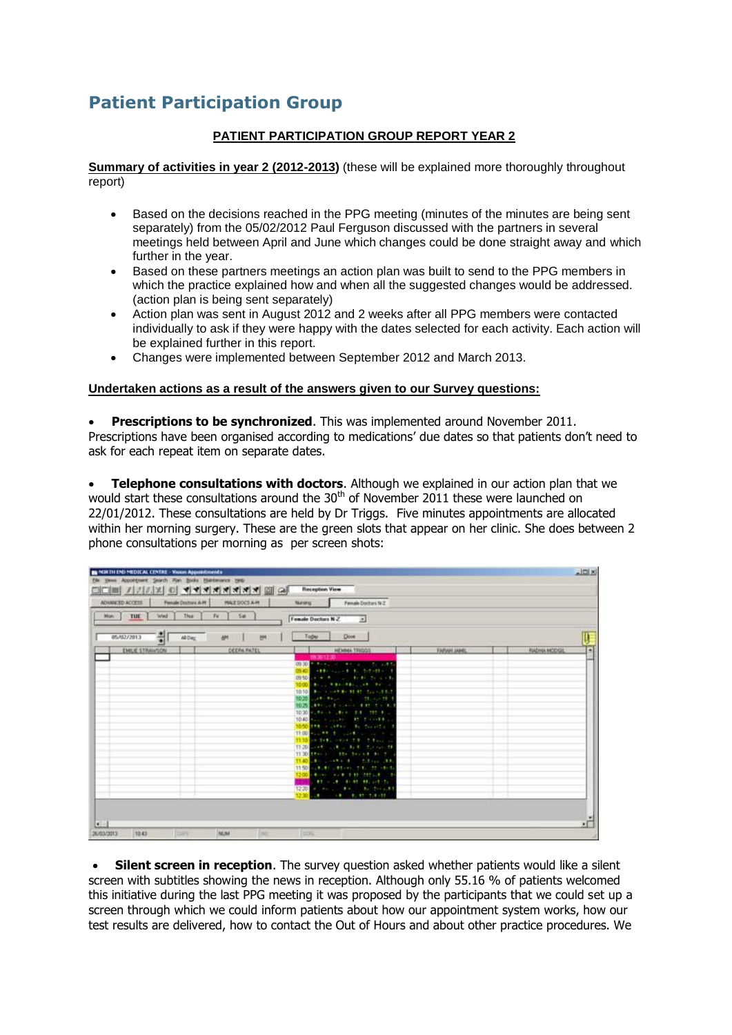# Patient Participation Group

**PATIENT PARTICIPATION GROUP REPORT YEAR 2**

**Summary of activities in year 2 (2012-2013)** (these will be explained more thoroughly throughout report)

- Based on the decisions reached in the PPG meeting (minutes of the minutes are being sent separately) from the 05/02/2012 Paul Ferguson discussed with the partners in several meetings held between April and June which changes could be done straight away and which further in the year.
- Based on these partners meetings an action plan was built to send to the PPG members in which the practice explained how and when all the suggested changes would be addressed. (action plan is being sent separately)
- Action plan was sent in August 2012 and 2 weeks after all PPG members were contacted individually to ask if they were happy with the dates selected for each activity. Each action will be explained further in this report.
- Changes were implemented between September 2012 and March 2013.

**Undertaken actions as a result of the answers given to our Survey questions:**

- **Prescriptions to be synchronized**. This was implemented around November 2011.

Prescriptions have been organised according to medications' due dates so that patients don't need to ask for each repeat item on separate dates.

- **Telephone consultations with doctors**. Although we explained in our action plan that we would start these consultations around the 30th of November 2011 these were launched on 22/01/2012. These consultations are held by Dr Triggs. Five minutes appointments are allocated within her morning surgery. These are the green slots that appear on her clinic. She does between 2 phone consultations per morning as per screen shots:

- **Silent screen in reception**. The survey question asked whether patients would like a silent screen with subtitles showing the news in reception. Although only 55.16 % of patients welcomed this initiative during the last PPG meeting it was proposed by the participants that we could set up a screen through which we could inform patients about how our appointment system works, how our test results are delivered, how to contact the Out of Hours and about other practice procedures. We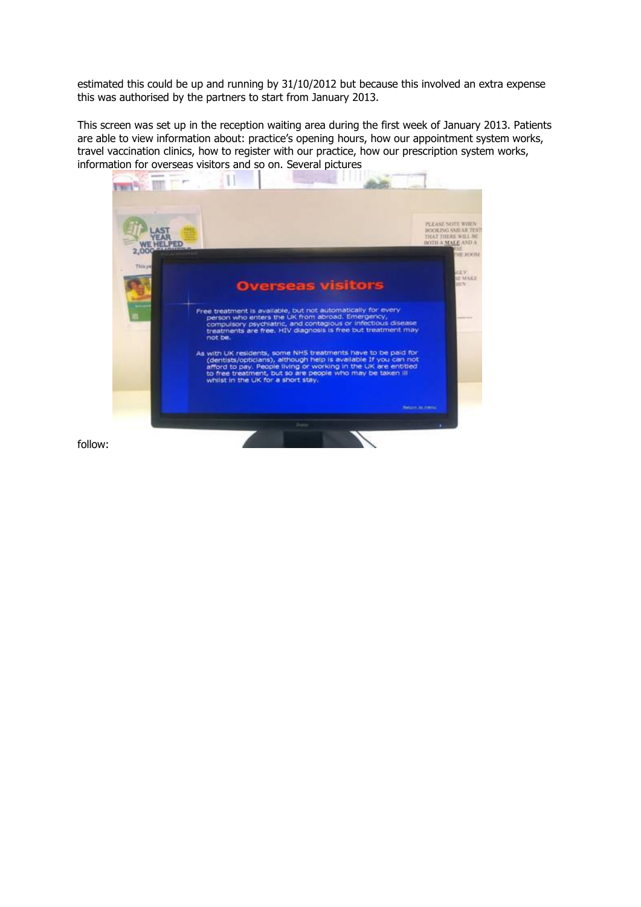estimated this could be up and running by 31/10/2012 but because this involved an extra expense this was authorised by the partners to start from January 2013.

This screen was set up in the reception waiting area during the first week of January 2013. Patients are able to view information about: practice's opening hours, how our appointment system works, travel vaccination clinics, how to register with our practice, how our prescription system works, information for overseas visitors and so on. Several pictures follow: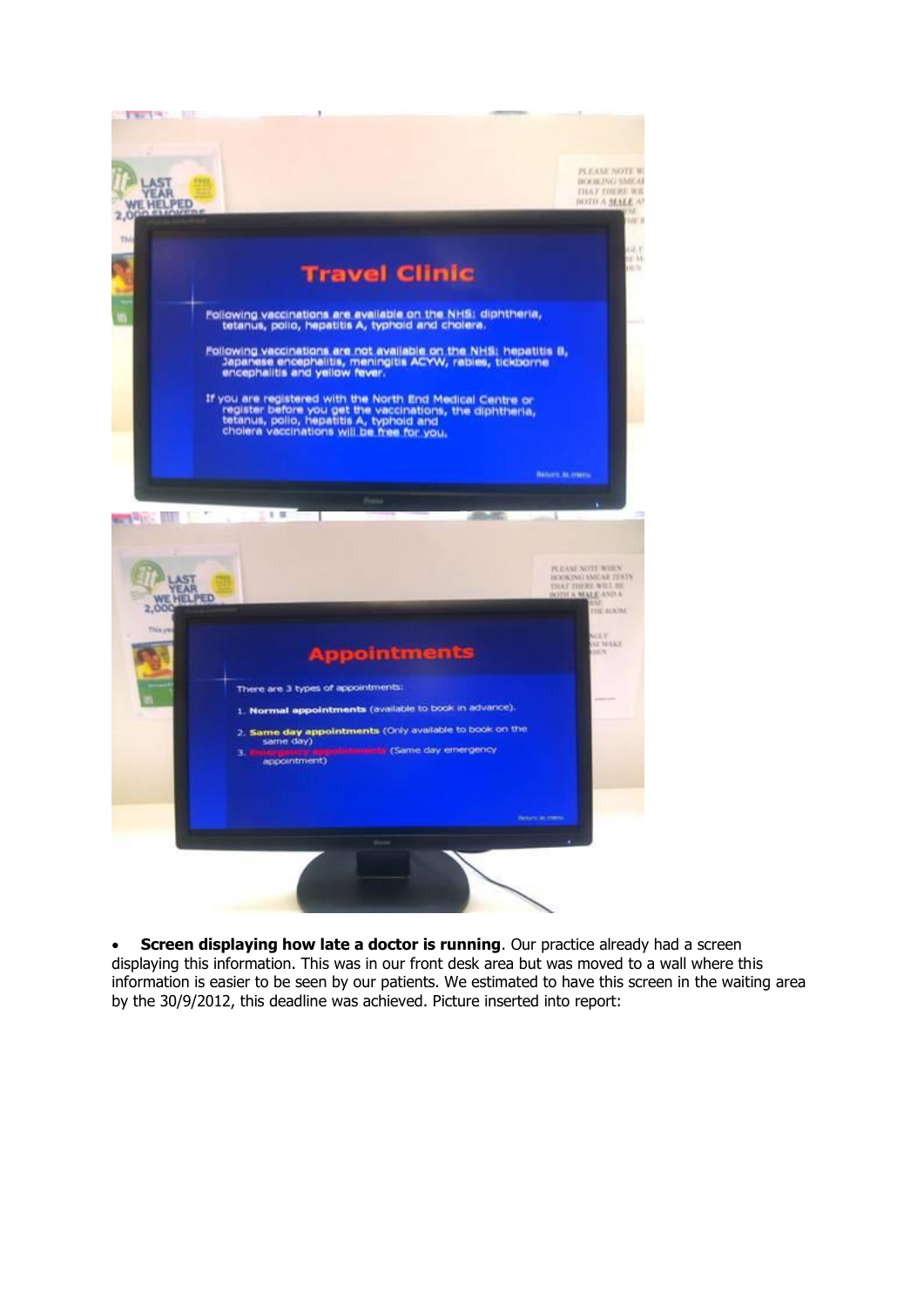- **Screen displaying how late a doctor is running**. Our practice already had a screen displaying this information. This was in our front desk area but was moved to a wall where this information is easier to be seen by our patients. We estimated to have this screen in the waiting area by the 30/9/2012, this deadline was achieved. Picture inserted into report: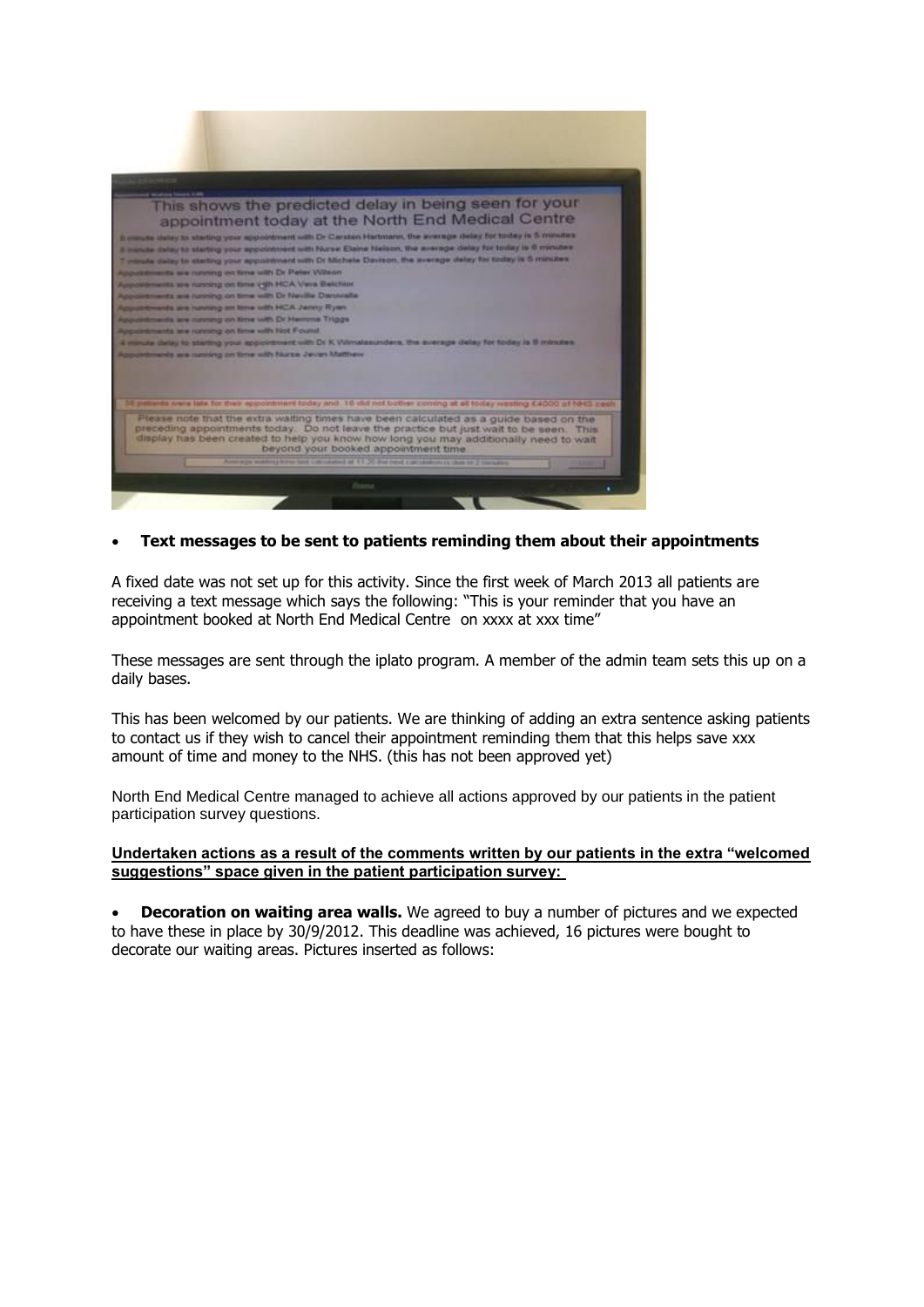- **Text messages to be sent to patients reminding them about their appointments**

A fixed date was not set up for this activity. Since the first week of March 2013 all patients are receiving a text message which says the following: "This is your reminder that you have an appointment booked at North End Medical Centre on xxxx at xxx time"

These messages are sent through the iplato program. A member of the admin team sets this up on a daily bases.

This has been welcomed by our patients. We are thinking of adding an extra sentence asking patients to contact us if they wish to cancel their appointment reminding them that this helps save xxx amount of time and money to the NHS. (this has not been approved yet)

North End Medical Centre managed to achieve all actions approved by our patients in the patient participation survey questions.

**Undertaken actions as a result of the comments written by our patients in the extra "welcomed suggestions" space given in the patient participation survey:**

- **Decoration on waiting area walls.** We agreed to buy a number of pictures and we expected to have these in place by 30/9/2012. This deadline was achieved, 16 pictures were bought to decorate our waiting areas. Pictures inserted as follows: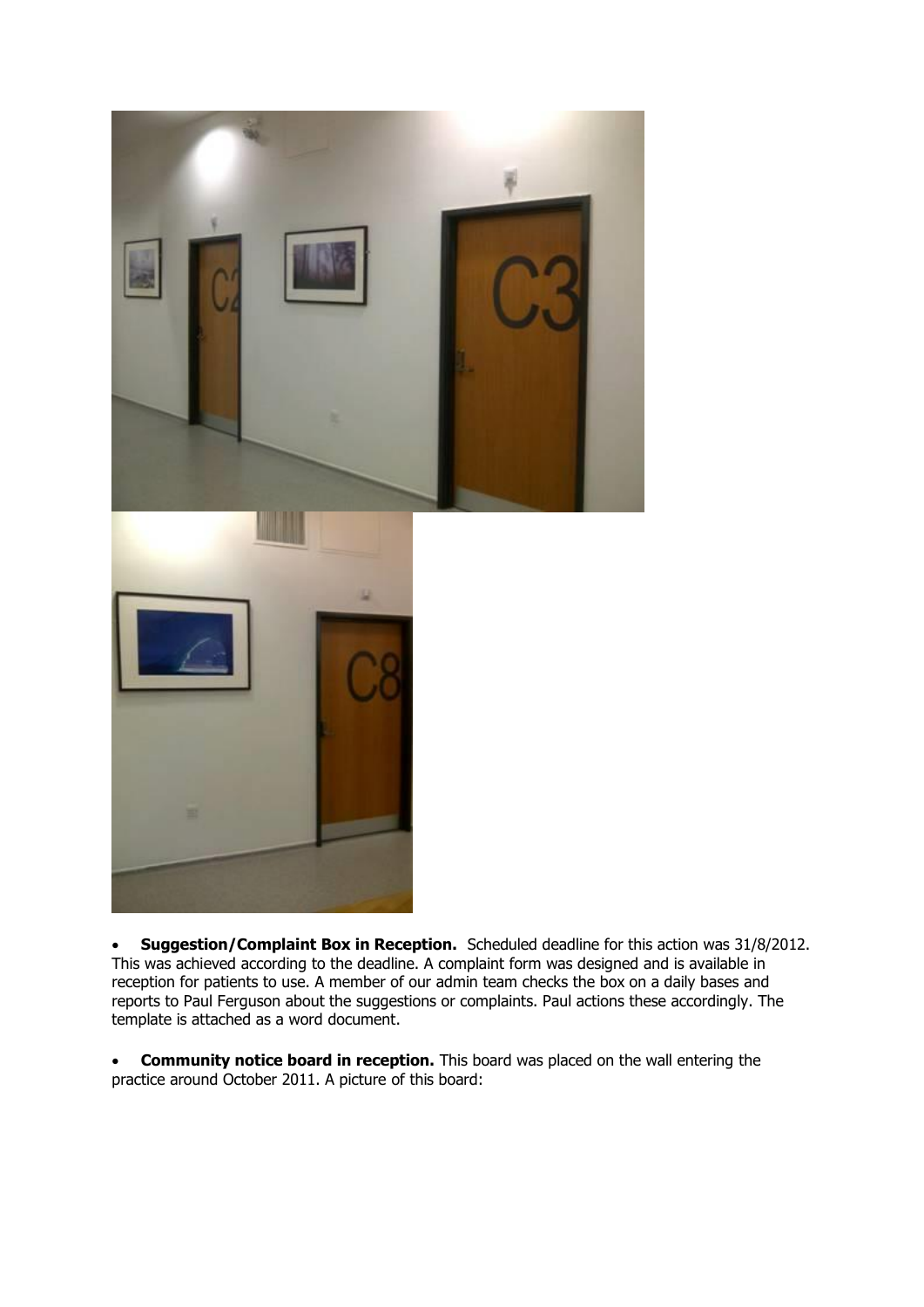- **Suggestion/Complaint Box in Reception.** Scheduled deadline for this action was 31/8/2012. This was achieved according to the deadline. A complaint form was designed and is available in reception for patients to use. A member of our admin team checks the box on a daily bases and reports to Paul Ferguson about the suggestions or complaints. Paul actions these accordingly. The template is attached as a word document.

- **Community notice board in reception.** This board was placed on the wall entering the practice around October 2011. A picture of this board: